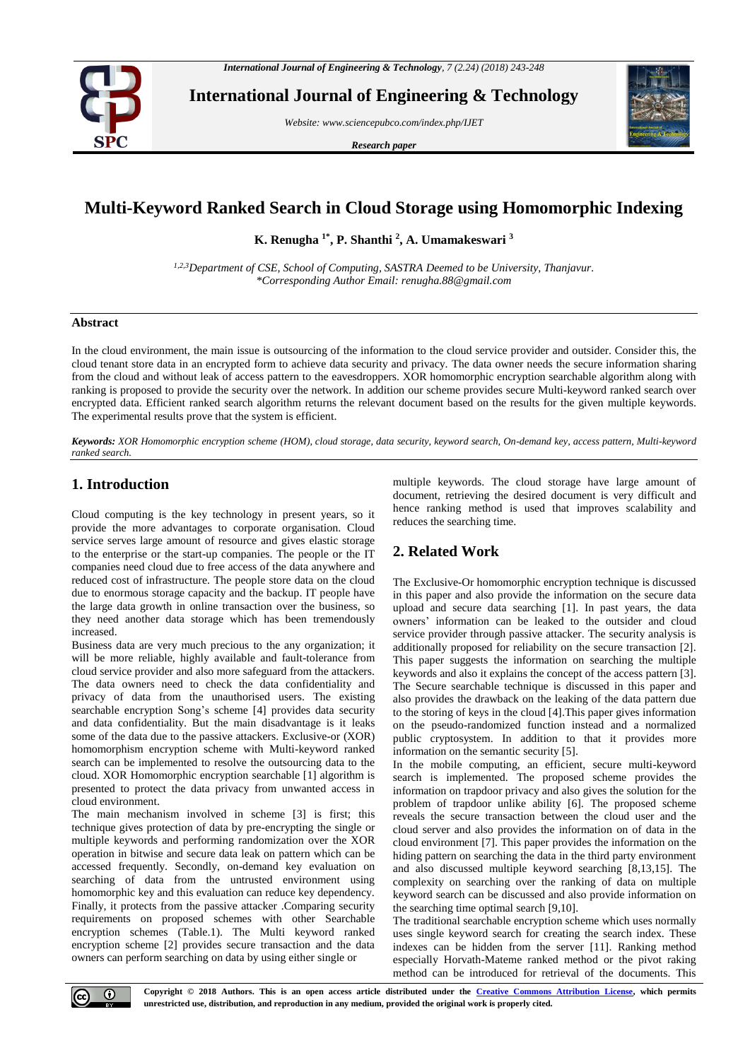# Multi-Keyword Ranked Search in Cloud Storage using Homomorphic Indexing

**K. Renugha [1*], P. Shanthi [2], A. Umamakeswari [3]**

*[1,2,3]Department of CSE, School of Computing, SASTRA Deemed to be University, Thanjavur.*
*\*Corresponding Author Email: renugha.88@gmail.com*

---

### Abstract

In the cloud environment, the main issue is outsourcing of the information to the cloud service provider and outsider. Consider this, the cloud tenant store data in an encrypted form to achieve data security and privacy. The data owner needs the secure information sharing from the cloud and without leak of access pattern to the eavesdroppers. XOR homomorphic encryption searchable algorithm along with ranking is proposed to provide the security over the network. In addition our scheme provides secure Multi-keyword ranked search over encrypted data. Efficient ranked search algorithm returns the relevant document based on the results for the given multiple keywords. The experimental results prove that the system is efficient.

***Keywords:*** *XOR Homomorphic encryption scheme (HOM), cloud storage, data security, keyword search, On-demand key, access pattern, Multi-keyword ranked search.*

---

## 1. Introduction

Cloud computing is the key technology in present years, so it provide the more advantages to corporate organisation. Cloud service serves large amount of resource and gives elastic storage to the enterprise or the start-up companies. The people or the IT companies need cloud due to free access of the data anywhere and reduced cost of infrastructure. The people store data on the cloud due to enormous storage capacity and the backup. IT people have the large data growth in online transaction over the business, so they need another data storage which has been tremendously increased.

Business data are very much precious to the any organization; it will be more reliable, highly available and fault-tolerance from cloud service provider and also more safeguard from the attackers. The data owners need to check the data confidentiality and privacy of data from the unauthorised users. The existing searchable encryption Song's scheme [4] provides data security and data confidentiality. But the main disadvantage is it leaks some of the data due to the passive attackers. Exclusive-or (XOR) homomorphism encryption scheme with Multi-keyword ranked search can be implemented to resolve the outsourcing data to the cloud. XOR Homomorphic encryption searchable [1] algorithm is presented to protect the data privacy from unwanted access in cloud environment.

The main mechanism involved in scheme [3] is first; this technique gives protection of data by pre-encrypting the single or multiple keywords and performing randomization over the XOR operation in bitwise and secure data leak on pattern which can be accessed frequently. Secondly, on-demand key evaluation on searching of data from the untrusted environment using homomorphic key and this evaluation can reduce key dependency. Finally, it protects from the passive attacker .Comparing security requirements on proposed schemes with other Searchable encryption schemes (Table.1). The Multi keyword ranked encryption scheme [2] provides secure transaction and the data owners can perform searching on data by using either single or multiple keywords. The cloud storage have large amount of document, retrieving the desired document is very difficult and hence ranking method is used that improves scalability and reduces the searching time.

## 2. Related Work

The Exclusive-Or homomorphic encryption technique is discussed in this paper and also provide the information on the secure data upload and secure data searching [1]. In past years, the data owners' information can be leaked to the outsider and cloud service provider through passive attacker. The security analysis is additionally proposed for reliability on the secure transaction [2]. This paper suggests the information on searching the multiple keywords and also it explains the concept of the access pattern [3]. The Secure searchable technique is discussed in this paper and also provides the drawback on the leaking of the data pattern due to the storing of keys in the cloud [4].This paper gives information on the pseudo-randomized function instead and a normalized public cryptosystem. In addition to that it provides more information on the semantic security [5].

In the mobile computing, an efficient, secure multi-keyword search is implemented. The proposed scheme provides the information on trapdoor privacy and also gives the solution for the problem of trapdoor unlike ability [6]. The proposed scheme reveals the secure transaction between the cloud user and the cloud server and also provides the information on of data in the cloud environment [7]. This paper provides the information on the hiding pattern on searching the data in the third party environment and also discussed multiple keyword searching [8,13,15]. The complexity on searching over the ranking of data on multiple keyword search can be discussed and also provide information on the searching time optimal search [9,10].

The traditional searchable encryption scheme which uses normally uses single keyword search for creating the search index. These indexes can be hidden from the server [11]. Ranking method especially Horvath-Mateme ranked method or the pivot raking method can be introduced for retrieval of the documents. This

**Copyright © 2018 Authors. This is an open access article distributed under the Creative Commons Attribution License, which permits unrestricted use, distribution, and reproduction in any medium, provided the original work is properly cited.**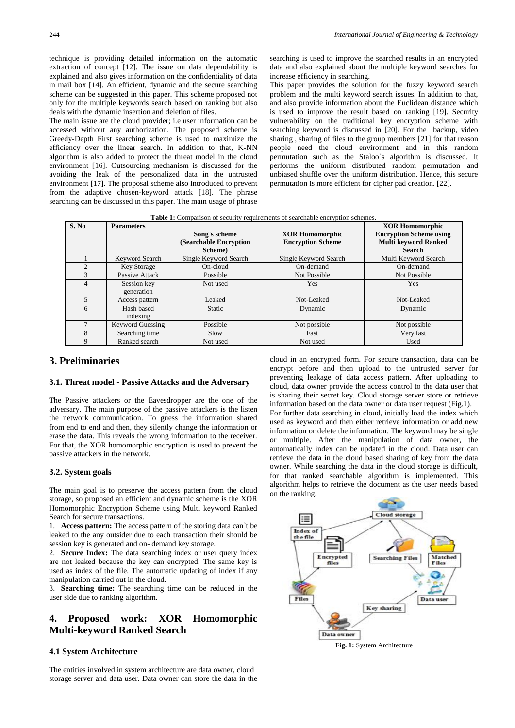technique is providing detailed information on the automatic extraction of concept [12]. The issue on data dependability is explained and also gives information on the confidentiality of data in mail box [14]. An efficient, dynamic and the secure searching scheme can be suggested in this paper. This scheme proposed not only for the multiple keywords search based on ranking but also deals with the dynamic insertion and deletion of files.

The main issue are the cloud provider; i.e user information can be accessed without any authorization. The proposed scheme is Greedy-Depth First searching scheme is used to maximize the efficiency over the linear search. In addition to that, K-NN algorithm is also added to protect the threat model in the cloud environment [16]. Outsourcing mechanism is discussed for the avoiding the leak of the personalized data in the untrusted environment [17]. The proposal scheme also introduced to prevent from the adaptive chosen-keyword attack [18]. The phrase searching can be discussed in this paper. The main usage of phrase searching is used to improve the searched results in an encrypted data and also explained about the multiple keyword searches for increase efficiency in searching.

This paper provides the solution for the fuzzy keyword search problem and the multi keyword search issues. In addition to that, and also provide information about the Euclidean distance which is used to improve the result based on ranking [19]. Security vulnerability on the traditional key encryption scheme with searching keyword is discussed in [20]. For the backup, video sharing , sharing of files to the group members [21] for that reason people need the cloud environment and in this random permutation such as the Staloo`s algorithm is discussed. It performs the uniform distributed random permutation and unbiased shuffle over the uniform distribution. Hence, this secure permutation is more efficient for cipher pad creation. [22].

**Table 1:** Comparison of security requirements of searchable encryption schemes.

| S. No | Parameters | Song`s scheme (Searchable Encryption Scheme) | XOR Homomorphic Encryption Scheme | XOR Homomorphic Encryption Scheme using Multi keyword Ranked Search |
|---|---|---|---|---|
| 1 | Keyword Search | Single Keyword Search | Single Keyword Search | Multi Keyword Search |
| 2 | Key Storage | On-cloud | On-demand | On-demand |
| 3 | Passive Attack | Possible | Not Possible | Not Possible |
| 4 | Session key generation | Not used | Yes | Yes |
| 5 | Access pattern | Leaked | Not-Leaked | Not-Leaked |
| 6 | Hash based indexing | Static | Dynamic | Dynamic |
| 7 | Keyword Guessing | Possible | Not possible | Not possible |
| 8 | Searching time | Slow | Fast | Very fast |
| 9 | Ranked search | Not used | Not used | Used |

## 3. Preliminaries

### 3.1. Threat model - Passive Attacks and the Adversary

The Passive attackers or the Eavesdropper are the one of the adversary. The main purpose of the passive attackers is the listen the network communication. To guess the information shared from end to end and then, they silently change the information or erase the data. This reveals the wrong information to the receiver. For that, the XOR homomorphic encryption is used to prevent the passive attackers in the network.

### 3.2. System goals

The main goal is to preserve the access pattern from the cloud storage, so proposed an efficient and dynamic scheme is the XOR Homomorphic Encryption Scheme using Multi keyword Ranked Search for secure transactions.

1. **Access pattern:** The access pattern of the storing data can`t be leaked to the any outsider due to each transaction their should be session key is generated and on- demand key storage.
2. **Secure Index:** The data searching index or user query index are not leaked because the key can encrypted. The same key is used as index of the file. The automatic updating of index if any manipulation carried out in the cloud.
3. **Searching time:** The searching time can be reduced in the user side due to ranking algorithm.

## 4. Proposed work: XOR Homomorphic Multi-keyword Ranked Search

### 4.1 System Architecture

The entities involved in system architecture are data owner, cloud storage server and data user. Data owner can store the data in the cloud in an encrypted form. For secure transaction, data can be encrypt before and then upload to the untrusted server for preventing leakage of data access pattern. After uploading to cloud, data owner provide the access control to the data user that is sharing their secret key. Cloud storage server store or retrieve information based on the data owner or data user request (Fig.1).

For further data searching in cloud, initially load the index which used as keyword and then either retrieve information or add new information or delete the information. The keyword may be single or multiple. After the manipulation of data owner, the automatically index can be updated in the cloud. Data user can retrieve the data in the cloud based sharing of key from the data owner. While searching the data in the cloud storage is difficult, for that ranked searchable algorithm is implemented. This algorithm helps to retrieve the document as the user needs based on the ranking.

**Fig. 1:** System Architecture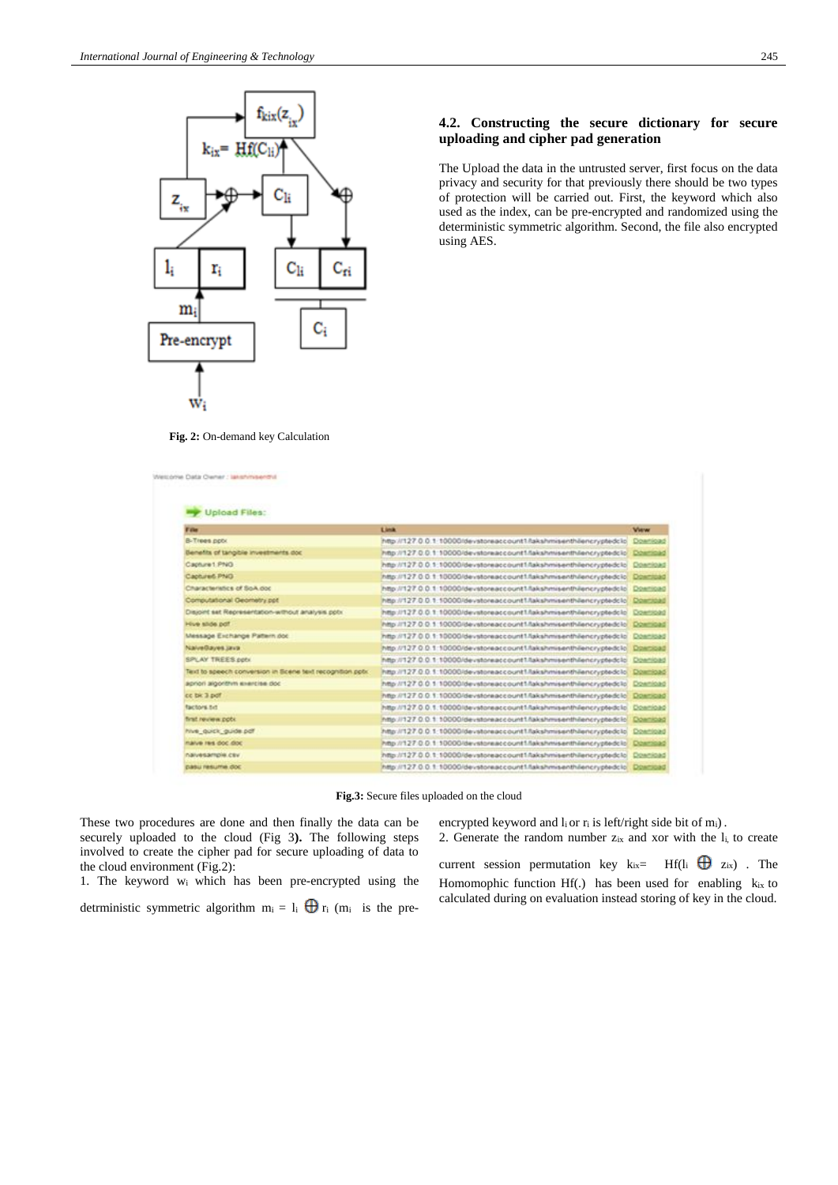Fig. 2: On-demand key Calculation

### 4.2. Constructing the secure dictionary for secure uploading and cipher pad generation

The Upload the data in the untrusted server, first focus on the data privacy and security for that previously there should be two types of protection will be carried out. First, the keyword which also used as the index, can be pre-encrypted and randomized using the deterministic symmetric algorithm. Second, the file also encrypted using AES.

Fig.3: Secure files uploaded on the cloud

These two procedures are done and then finally the data can be securely uploaded to the cloud (Fig 3**).** The following steps involved to create the cipher pad for secure uploading of data to the cloud environment (Fig.2):

1. The keyword $w_i$ which has been pre-encrypted using the detrministic symmetric algorithm $m_i = l_i \oplus r_i$ ($m_i$ is the pre-encrypted keyword and $l_i$ or $r_i$ is left/right side bit of $m_i$).
2. Generate the random number $z_{ix}$ and xor with the $l_i$ to create current session permutation key $k_{ix} = Hf(l_i \oplus z_{ix})$. The Homomophic function Hf(.) has been used for enabling $k_{ix}$ to calculated during on evaluation instead storing of key in the cloud.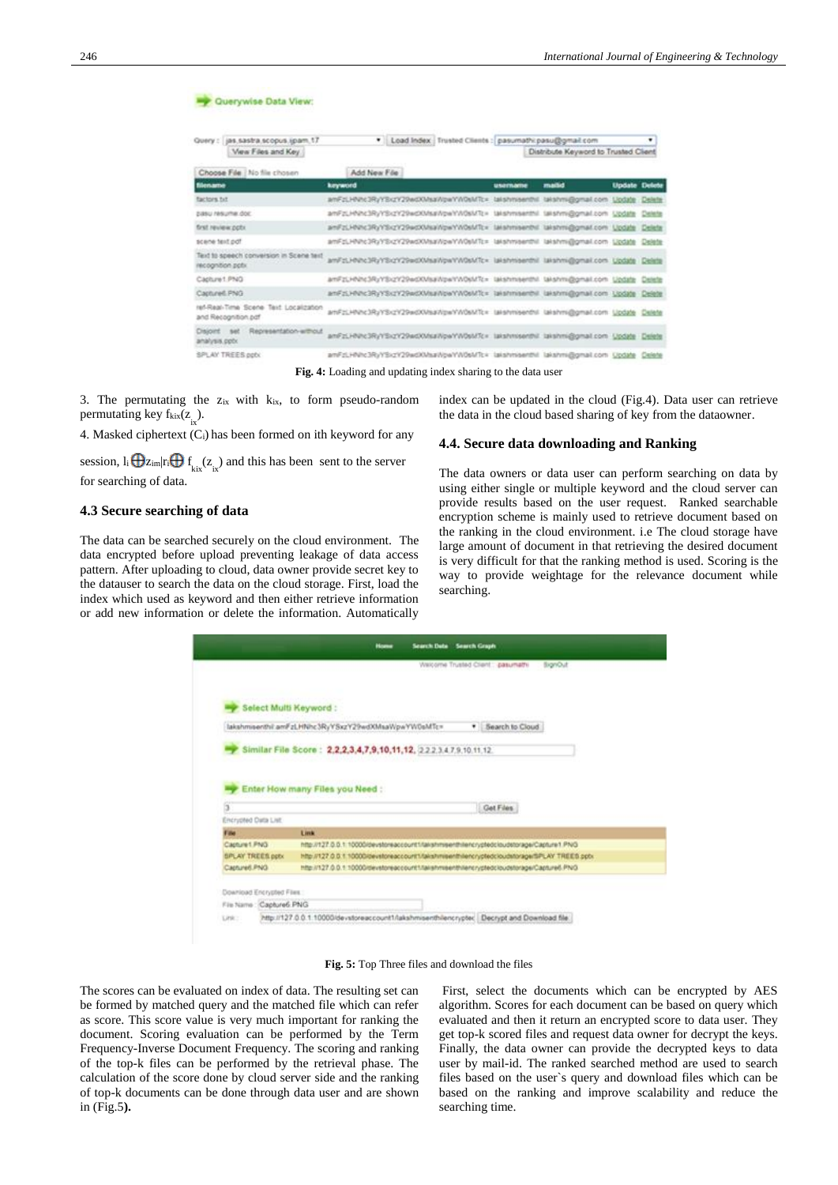**Fig. 4:** Loading and updating index sharing to the data user

3. The permutating the $z_{ix}$ with $k_{ix}$, to form pseudo-random permutating key $f_{kix}(z_{ix})$.

4. Masked ciphertext ($C_i$) has been formed on ith keyword for any session, $l_i \oplus z_{im}|r_i \oplus f_{kix}(z_{ix})$ and this has been sent to the server for searching of data.

### 4.3 Secure searching of data

The data can be searched securely on the cloud environment. The data encrypted before upload preventing leakage of data access pattern. After uploading to cloud, data owner provide secret key to the datauser to search the data on the cloud storage. First, load the index which used as keyword and then either retrieve information or add new information or delete the information. Automatically index can be updated in the cloud (Fig.4). Data user can retrieve the data in the cloud based sharing of key from the dataowner.

### 4.4. Secure data downloading and Ranking

The data owners or data user can perform searching on data by using either single or multiple keyword and the cloud server can provide results based on the user request. Ranked searchable encryption scheme is mainly used to retrieve document based on the ranking in the cloud environment. i.e The cloud storage have large amount of document in that retrieving the desired document is very difficult for that the ranking method is used. Scoring is the way to provide weightage for the relevance document while searching.

**Fig. 5:** Top Three files and download the files

The scores can be evaluated on index of data. The resulting set can be formed by matched query and the matched file which can refer as score. This score value is very much important for ranking the document. Scoring evaluation can be performed by the Term Frequency-Inverse Document Frequency. The scoring and ranking of the top-k files can be performed by the retrieval phase. The calculation of the score done by cloud server side and the ranking of top-k documents can be done through data user and are shown in (Fig.5**).**

First, select the documents which can be encrypted by AES algorithm. Scores for each document can be based on query which evaluated and then it return an encrypted score to data user. They get top-k scored files and request data owner for decrypt the keys. Finally, the data owner can provide the decrypted keys to data user by mail-id. The ranked searched method are used to search files based on the user`s query and download files which can be based on the ranking and improve scalability and reduce the searching time.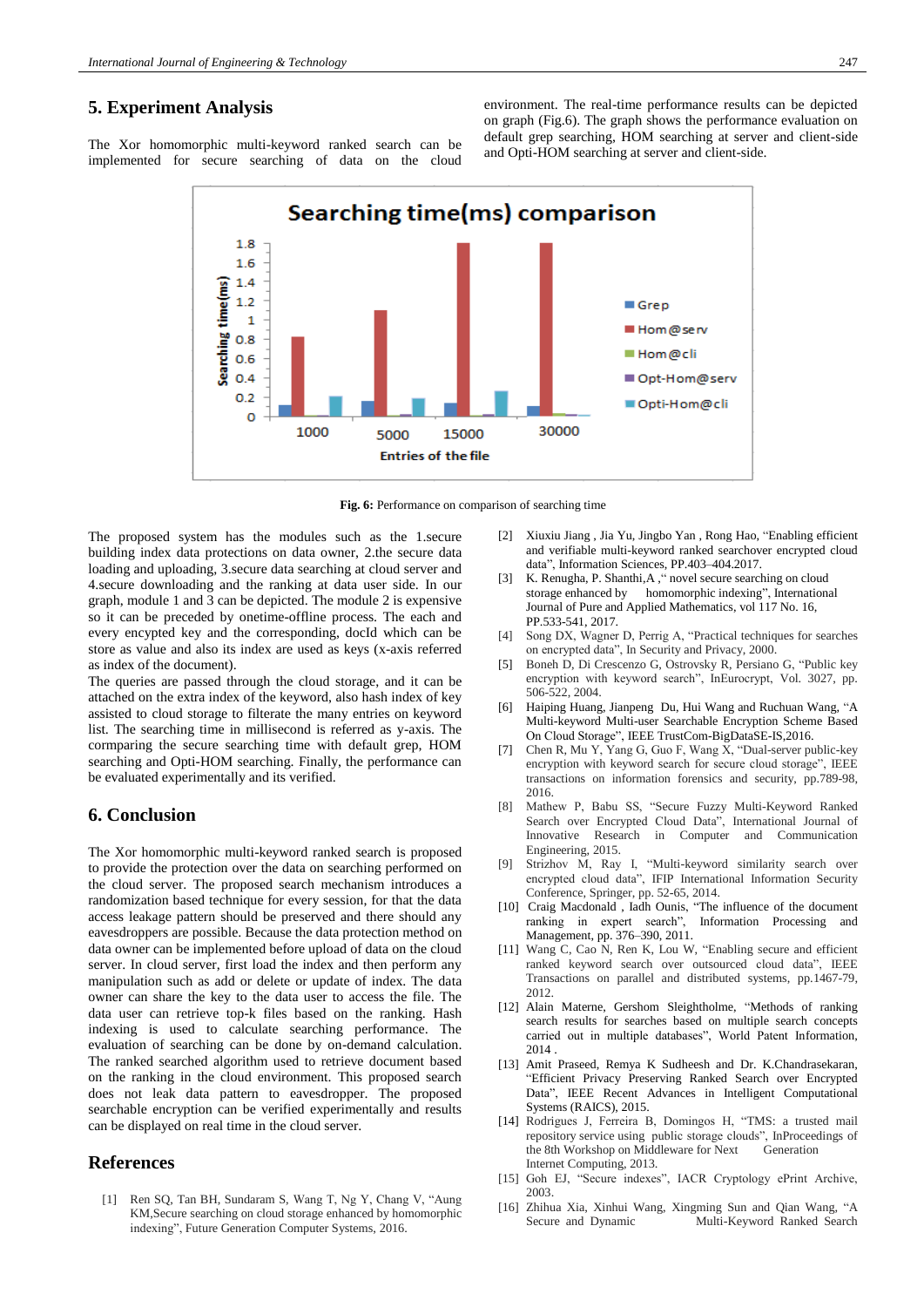## 5. Experiment Analysis

The Xor homomorphic multi-keyword ranked search can be implemented for secure searching of data on the cloud environment. The real-time performance results can be depicted on graph (Fig.6). The graph shows the performance evaluation on default grep searching, HOM searching at server and client-side and Opti-HOM searching at server and client-side.

**Fig. 6:** Performance on comparison of searching time

The proposed system has the modules such as the 1.secure building index data protections on data owner, 2.the secure data loading and uploading, 3.secure data searching at cloud server and 4.secure downloading and the ranking at data user side. In our graph, module 1 and 3 can be depicted. The module 2 is expensive so it can be preceded by onetime-offline process. The each and every encypted key and the corresponding, docId which can be store as value and also its index are used as keys (x-axis referred as index of the document).

The queries are passed through the cloud storage, and it can be attached on the extra index of the keyword, also hash index of key assisted to cloud storage to filterate the many entries on keyword list. The searching time in millisecond is referred as y-axis. The corrparing the secure searching time with default grep, HOM searching and Opti-HOM searching. Finally, the performance can be evaluated experimentally and its verified.

## 6. Conclusion

The Xor homomorphic multi-keyword ranked search is proposed to provide the protection over the data on searching performed on the cloud server. The proposed search mechanism introduces a randomization based technique for every session, for that the data access leakage pattern should be preserved and there should any eavesdroppers are possible. Because the data protection method on data owner can be implemented before upload of data on the cloud server. In cloud server, first load the index and then perform any manipulation such as add or delete or update of index. The data owner can share the key to the data user to access the file. The data user can retrieve top-k files based on the ranking. Hash indexing is used to calculate searching performance. The evaluation of searching can be done by on-demand calculation. The ranked searched algorithm used to retrieve document based on the ranking in the cloud environment. This proposed search does not leak data pattern to eavesdropper. The proposed searchable encryption can be verified experimentally and results can be displayed on real time in the cloud server.

## References

[1] Ren SQ, Tan BH, Sundaram S, Wang T, Ng Y, Chang V, "Aung KM,Secure searching on cloud storage enhanced by homomorphic indexing", Future Generation Computer Systems, 2016.

[2] Xiuxiu Jiang , Jia Yu, Jingbo Yan , Rong Hao, "Enabling efficient and verifiable multi-keyword ranked searchover encrypted cloud data", Information Sciences, PP.403–404.2017.

[3] K. Renugha, P. Shanthi,A ," novel secure searching on cloud storage enhanced by homomorphic indexing", International Journal of Pure and Applied Mathematics, vol 117 No. 16, PP.533-541, 2017.

[4] Song DX, Wagner D, Perrig A, "Practical techniques for searches on encrypted data", In Security and Privacy, 2000.

[5] Boneh D, Di Crescenzo G, Ostrovsky R, Persiano G, "Public key encryption with keyword search", InEurocrypt, Vol. 3027, pp. 506-522, 2004.

[6] Haiping Huang, Jianpeng Du, Hui Wang and Ruchuan Wang, "A Multi-keyword Multi-user Searchable Encryption Scheme Based On Cloud Storage", IEEE TrustCom-BigDataSE-IS,2016.

[7] Chen R, Mu Y, Yang G, Guo F, Wang X, "Dual-server public-key encryption with keyword search for secure cloud storage", IEEE transactions on information forensics and security, pp.789-98, 2016.

[8] Mathew P, Babu SS, "Secure Fuzzy Multi-Keyword Ranked Search over Encrypted Cloud Data", International Journal of Innovative Research in Computer and Communication Engineering, 2015.

[9] Strizhov M, Ray I, "Multi-keyword similarity search over encrypted cloud data", IFIP International Information Security Conference, Springer, pp. 52-65, 2014.

[10] Craig Macdonald , Iadh Ounis, "The influence of the document ranking in expert search", Information Processing and Management, pp. 376–390, 2011.

[11] Wang C, Cao N, Ren K, Lou W, "Enabling secure and efficient ranked keyword search over outsourced cloud data", IEEE Transactions on parallel and distributed systems, pp.1467-79, 2012.

[12] Alain Materne, Gershom Sleightholme, "Methods of ranking search results for searches based on multiple search concepts carried out in multiple databases", World Patent Information, 2014 .

[13] Amit Praseed, Remya K Sudheesh and Dr. K.Chandrasekaran, "Efficient Privacy Preserving Ranked Search over Encrypted Data", IEEE Recent Advances in Intelligent Computational Systems (RAICS), 2015.

[14] Rodrigues J, Ferreira B, Domingos H, "TMS: a trusted mail repository service using public storage clouds", InProceedings of the 8th Workshop on Middleware for Next Generation Internet Computing, 2013.

[15] Goh EJ, "Secure indexes", IACR Cryptology ePrint Archive, 2003.

[16] Zhihua Xia, Xinhui Wang, Xingming Sun and Qian Wang, "A Secure and Dynamic Multi-Keyword Ranked Search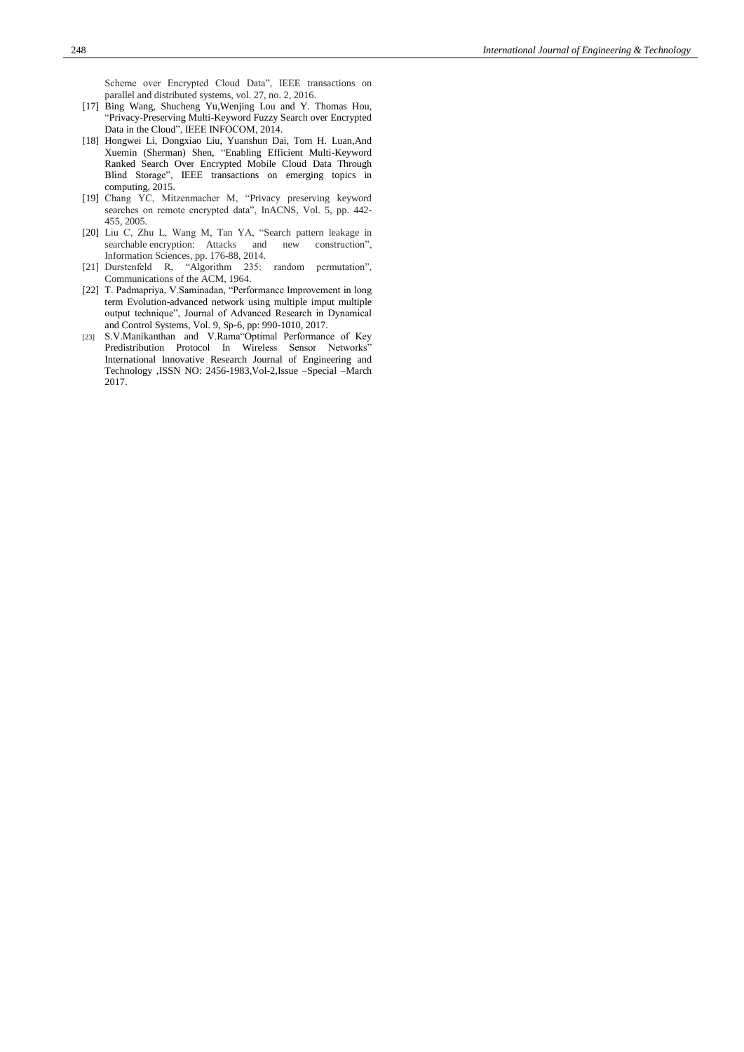Scheme over Encrypted Cloud Data", IEEE transactions on parallel and distributed systems, vol. 27, no. 2, 2016.

[17] Bing Wang, Shucheng Yu,Wenjing Lou and Y. Thomas Hou, "Privacy-Preserving Multi-Keyword Fuzzy Search over Encrypted Data in the Cloud", IEEE INFOCOM, 2014.

[18] Hongwei Li, Dongxiao Liu, Yuanshun Dai, Tom H. Luan,And Xuemin (Sherman) Shen, "Enabling Efficient Multi-Keyword Ranked Search Over Encrypted Mobile Cloud Data Through Blind Storage", IEEE transactions on emerging topics in computing, 2015.

[19] Chang YC, Mitzenmacher M, "Privacy preserving keyword searches on remote encrypted data", InACNS, Vol. 5, pp. 442-455, 2005.

[20] Liu C, Zhu L, Wang M, Tan YA, "Search pattern leakage in searchable encryption: Attacks and new construction", Information Sciences, pp. 176-88, 2014.

[21] Durstenfeld R, "Algorithm 235: random permutation", Communications of the ACM, 1964.

[22] T. Padmapriya, V.Saminadan, "Performance Improvement in long term Evolution-advanced network using multiple imput multiple output technique", Journal of Advanced Research in Dynamical and Control Systems, Vol. 9, Sp-6, pp: 990-1010, 2017.

[23] S.V.Manikanthan and V.Rama"Optimal Performance of Key Predistribution Protocol In Wireless Sensor Networks" International Innovative Research Journal of Engineering and Technology ,ISSN NO: 2456-1983,Vol-2,Issue –Special –March 2017.